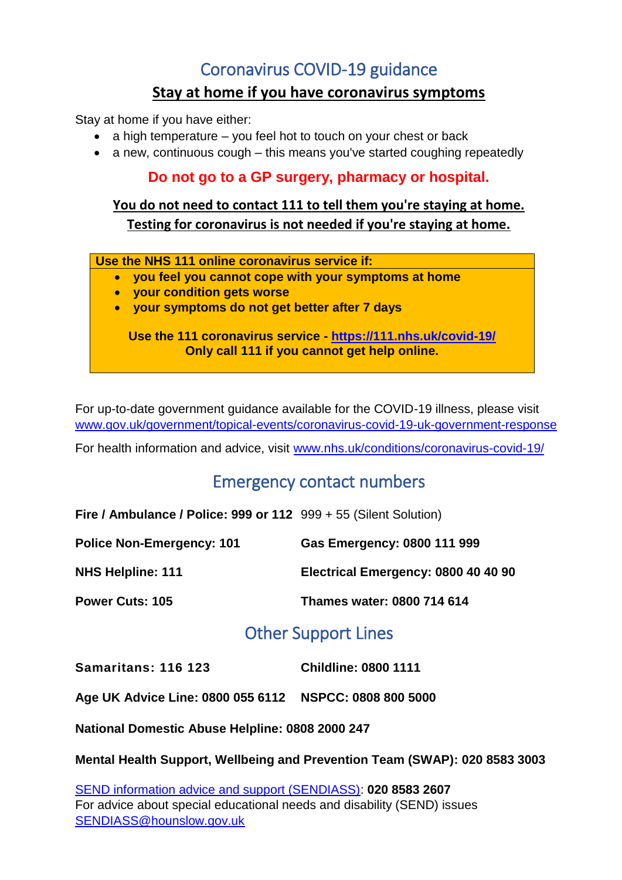# Coronavirus COVID-19 guidance

## Stay at home if you have coronavirus symptoms

Stay at home if you have either:

- a high temperature – you feel hot to touch on your chest or back
- a new, continuous cough – this means you've started coughing repeatedly

**Do not go to a GP surgery, pharmacy or hospital.**

**You do not need to contact 111 to tell them you're staying at home.**
**Testing for coronavirus is not needed if you're staying at home.**

**Use the NHS 111 online coronavirus service if:**

- **you feel you cannot cope with your symptoms at home**
- **your condition gets worse**
- **your symptoms do not get better after 7 days**

**Use the 111 coronavirus service - https://111.nhs.uk/covid-19/**
**Only call 111 if you cannot get help online.**

For up-to-date government guidance available for the COVID-19 illness, please visit www.gov.uk/government/topical-events/coronavirus-covid-19-uk-government-response

For health information and advice, visit www.nhs.uk/conditions/coronavirus-covid-19/

## Emergency contact numbers

| | |
|---|---|
| **Fire / Ambulance / Police: 999 or 112** | 999 + 55 (Silent Solution) |
| **Police Non-Emergency: 101** | **Gas Emergency: 0800 111 999** |
| **NHS Helpline: 111** | **Electrical Emergency: 0800 40 40 90** |
| **Power Cuts: 105** | **Thames water: 0800 714 614** |

## Other Support Lines

| | |
|---|---|
| **Samaritans: 116 123** | **Childline: 0800 1111** |
| **Age UK Advice Line: 0800 055 6112** | **NSPCC: 0808 800 5000** |

**National Domestic Abuse Helpline: 0808 2000 247**

**Mental Health Support, Wellbeing and Prevention Team (SWAP): 020 8583 3003**

SEND information advice and support (SENDIASS): **020 8583 2607**
For advice about special educational needs and disability (SEND) issues
SENDIASS@hounslow.gov.uk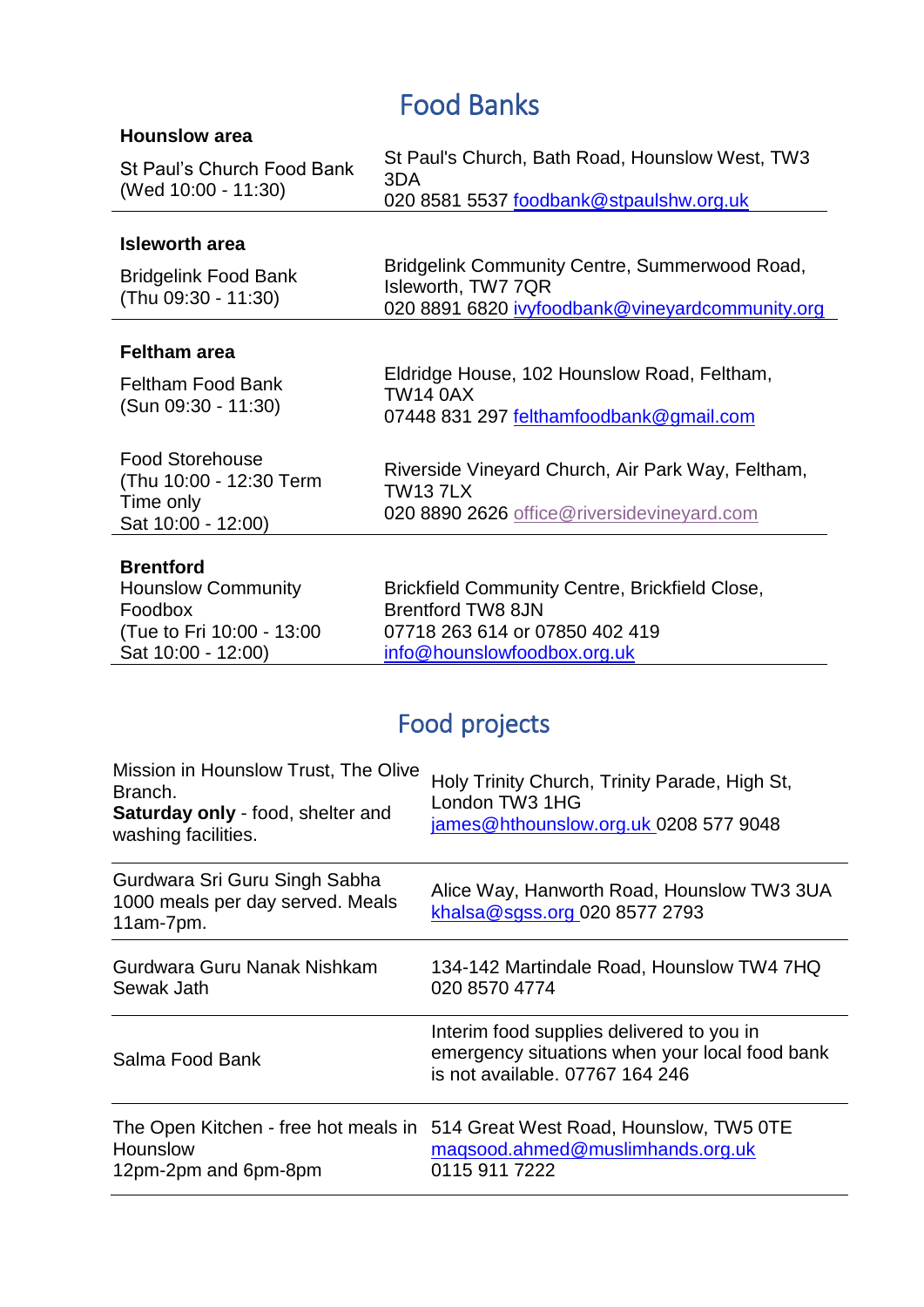## Food Banks

| | |
|---|---|
| **Hounslow area** | |
| St Paul's Church Food Bank (Wed 10:00 - 11:30) | St Paul's Church, Bath Road, Hounslow West, TW3 3DA 020 8581 5537 foodbank@stpaulshw.org.uk |
| **Isleworth area** | |
| Bridgelink Food Bank (Thu 09:30 - 11:30) | Bridgelink Community Centre, Summerwood Road, Isleworth, TW7 7QR 020 8891 6820 ivyfoodbank@vineyardcommunity.org |
| **Feltham area** | |
| Feltham Food Bank (Sun 09:30 - 11:30) | Eldridge House, 102 Hounslow Road, Feltham, TW14 0AX 07448 831 297 felthamfoodbank@gmail.com |
| Food Storehouse (Thu 10:00 - 12:30 Term Time only Sat 10:00 - 12:00) | Riverside Vineyard Church, Air Park Way, Feltham, TW13 7LX 020 8890 2626 office@riversidevineyard.com |
| **Brentford** Hounslow Community Foodbox (Tue to Fri 10:00 - 13:00 Sat 10:00 - 12:00) | Brickfield Community Centre, Brickfield Close, Brentford TW8 8JN 07718 263 614 or 07850 402 419 info@hounslowfoodbox.org.uk |

## Food projects

| | |
|---|---|
| Mission in Hounslow Trust, The Olive Branch. **Saturday only** - food, shelter and washing facilities. | Holy Trinity Church, Trinity Parade, High St, London TW3 1HG james@hthounslow.org.uk 0208 577 9048 |
| Gurdwara Sri Guru Singh Sabha 1000 meals per day served. Meals 11am-7pm. | Alice Way, Hanworth Road, Hounslow TW3 3UA khalsa@sgss.org 020 8577 2793 |
| Gurdwara Guru Nanak Nishkam Sewak Jath | 134-142 Martindale Road, Hounslow TW4 7HQ 020 8570 4774 |
| Salma Food Bank | Interim food supplies delivered to you in emergency situations when your local food bank is not available. 07767 164 246 |
| The Open Kitchen - free hot meals in Hounslow 12pm-2pm and 6pm-8pm | 514 Great West Road, Hounslow, TW5 0TE maqsood.ahmed@muslimhands.org.uk 0115 911 7222 |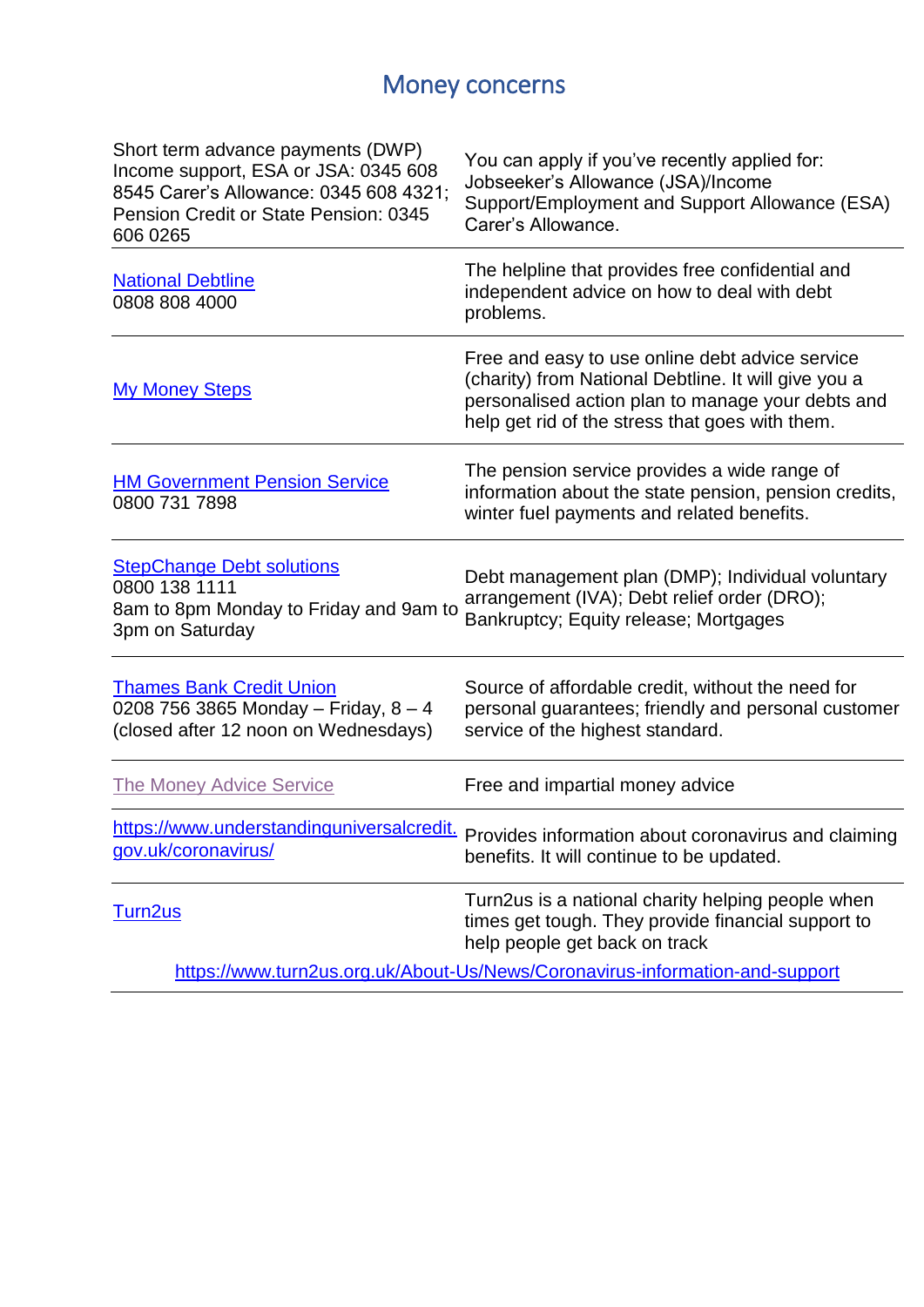# Money concerns

| | |
|---|---|
| Short term advance payments (DWP) Income support, ESA or JSA: 0345 608 8545 Carer's Allowance: 0345 608 4321; Pension Credit or State Pension: 0345 606 0265 | You can apply if you've recently applied for: Jobseeker's Allowance (JSA)/Income Support/Employment and Support Allowance (ESA) Carer's Allowance. |
| National Debtline<br>0808 808 4000 | The helpline that provides free confidential and independent advice on how to deal with debt problems. |
| My Money Steps | Free and easy to use online debt advice service (charity) from National Debtline. It will give you a personalised action plan to manage your debts and help get rid of the stress that goes with them. |
| HM Government Pension Service<br>0800 731 7898 | The pension service provides a wide range of information about the state pension, pension credits, winter fuel payments and related benefits. |
| StepChange Debt solutions<br>0800 138 1111<br>8am to 8pm Monday to Friday and 9am to 3pm on Saturday | Debt management plan (DMP); Individual voluntary arrangement (IVA); Debt relief order (DRO); Bankruptcy; Equity release; Mortgages |
| Thames Bank Credit Union<br>0208 756 3865 Monday – Friday, 8 – 4 (closed after 12 noon on Wednesdays) | Source of affordable credit, without the need for personal guarantees; friendly and personal customer service of the highest standard. |
| The Money Advice Service | Free and impartial money advice |
| https://www.understandinguniversalcredit.gov.uk/coronavirus/ | Provides information about coronavirus and claiming benefits. It will continue to be updated. |
| Turn2us | Turn2us is a national charity helping people when times get tough. They provide financial support to help people get back on track<br>https://www.turn2us.org.uk/About-Us/News/Coronavirus-information-and-support |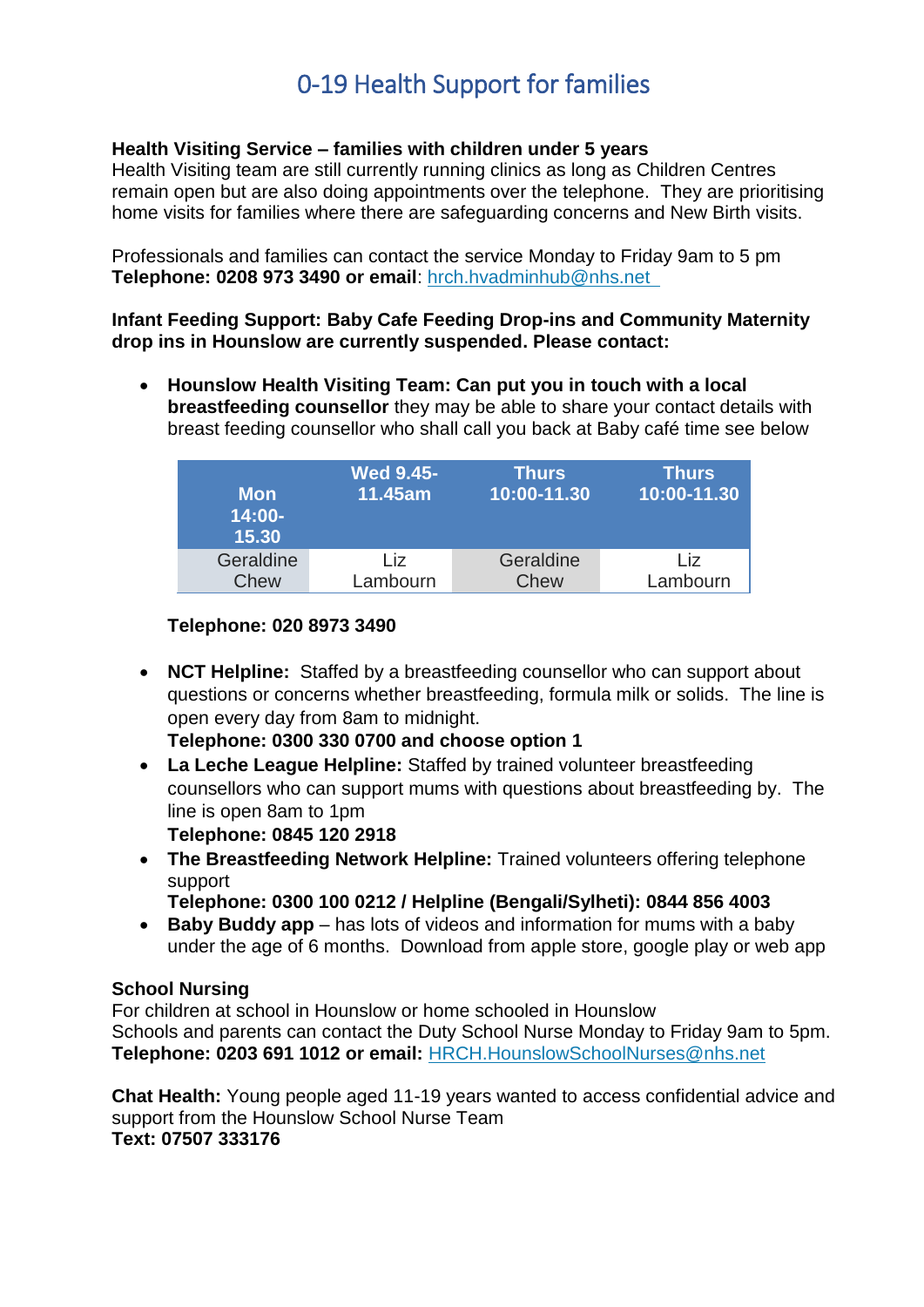# 0-19 Health Support for families

**Health Visiting Service – families with children under 5 years**
Health Visiting team are still currently running clinics as long as Children Centres remain open but are also doing appointments over the telephone. They are prioritising home visits for families where there are safeguarding concerns and New Birth visits.

Professionals and families can contact the service Monday to Friday 9am to 5 pm
**Telephone: 0208 973 3490 or email**: hrch.hvadminhub@nhs.net

**Infant Feeding Support: Baby Cafe Feeding Drop-ins and Community Maternity drop ins in Hounslow are currently suspended. Please contact:**

- **Hounslow Health Visiting Team: Can put you in touch with a local breastfeeding counsellor** they may be able to share your contact details with breast feeding counsellor who shall call you back at Baby café time see below

| Mon 14:00-15.30 | Wed 9.45-11.45am | Thurs 10:00-11.30 | Thurs 10:00-11.30 |
|---|---|---|---|
| Geraldine Chew | Liz Lambourn | Geraldine Chew | Liz Lambourn |

**Telephone: 020 8973 3490**

- **NCT Helpline:** Staffed by a breastfeeding counsellor who can support about questions or concerns whether breastfeeding, formula milk or solids. The line is open every day from 8am to midnight.
  **Telephone: 0300 330 0700 and choose option 1**
- **La Leche League Helpline:** Staffed by trained volunteer breastfeeding counsellors who can support mums with questions about breastfeeding by. The line is open 8am to 1pm
  **Telephone: 0845 120 2918**
- **The Breastfeeding Network Helpline:** Trained volunteers offering telephone support
  **Telephone: 0300 100 0212 / Helpline (Bengali/Sylheti): 0844 856 4003**
- **Baby Buddy app** – has lots of videos and information for mums with a baby under the age of 6 months. Download from apple store, google play or web app

**School Nursing**
For children at school in Hounslow or home schooled in Hounslow
Schools and parents can contact the Duty School Nurse Monday to Friday 9am to 5pm.
**Telephone: 0203 691 1012 or email:** HRCH.HounslowSchoolNurses@nhs.net

**Chat Health:** Young people aged 11-19 years wanted to access confidential advice and support from the Hounslow School Nurse Team
**Text: 07507 333176**